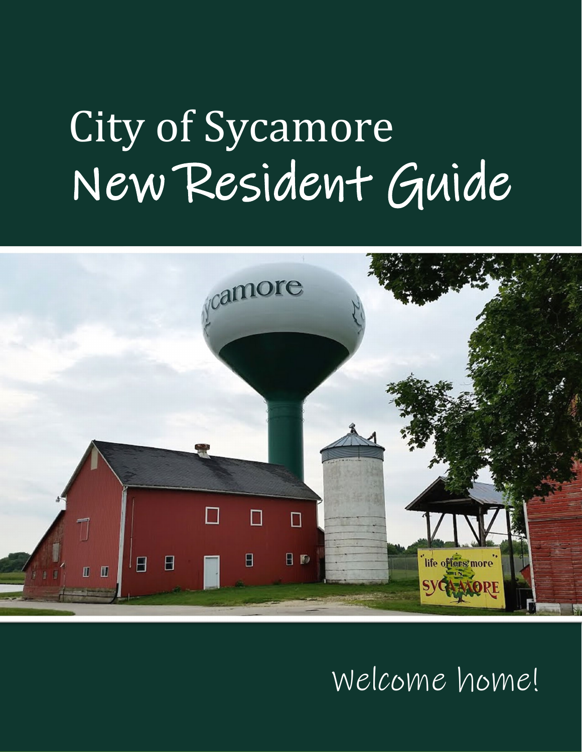# City of Sycamore
# New Resident Guide

Welcome home!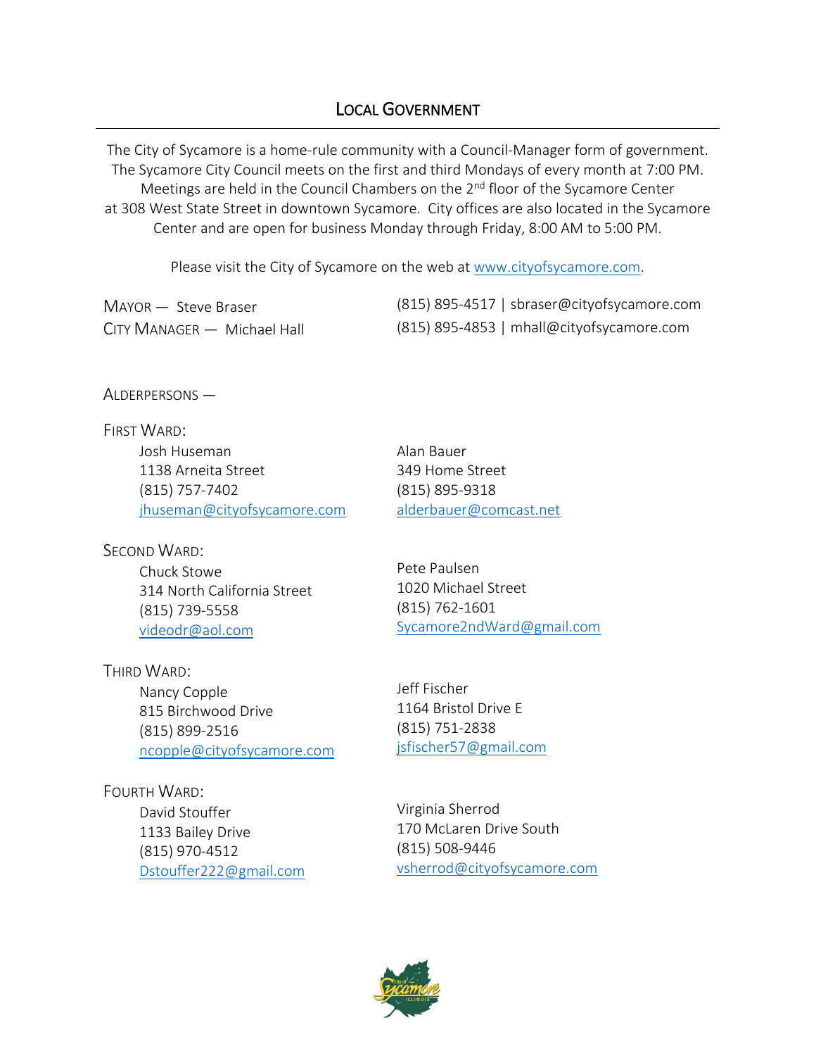## Local Government

The City of Sycamore is a home-rule community with a Council-Manager form of government. The Sycamore City Council meets on the first and third Mondays of every month at 7:00 PM. Meetings are held in the Council Chambers on the 2nd floor of the Sycamore Center at 308 West State Street in downtown Sycamore. City offices are also located in the Sycamore Center and are open for business Monday through Friday, 8:00 AM to 5:00 PM.

Please visit the City of Sycamore on the web at www.cityofsycamore.com.

Mayor — Steve Braser (815) 895-4517 | sbraser@cityofsycamore.com

City Manager — Michael Hall (815) 895-4853 | mhall@cityofsycamore.com

Alderpersons —

First Ward:

Josh Huseman
1138 Arneita Street
(815) 757-7402
jhuseman@cityofsycamore.com

Alan Bauer
349 Home Street
(815) 895-9318
alderbauer@comcast.net

Second Ward:

Chuck Stowe
314 North California Street
(815) 739-5558
videodr@aol.com

Pete Paulsen
1020 Michael Street
(815) 762-1601
Sycamore2ndWard@gmail.com

Third Ward:

Nancy Copple
815 Birchwood Drive
(815) 899-2516
ncopple@cityofsycamore.com

Jeff Fischer
1164 Bristol Drive E
(815) 751-2838
jsfischer57@gmail.com

Fourth Ward:

David Stouffer
1133 Bailey Drive
(815) 970-4512
Dstouffer222@gmail.com

Virginia Sherrod
170 McLaren Drive South
(815) 508-9446
vsherrod@cityofsycamore.com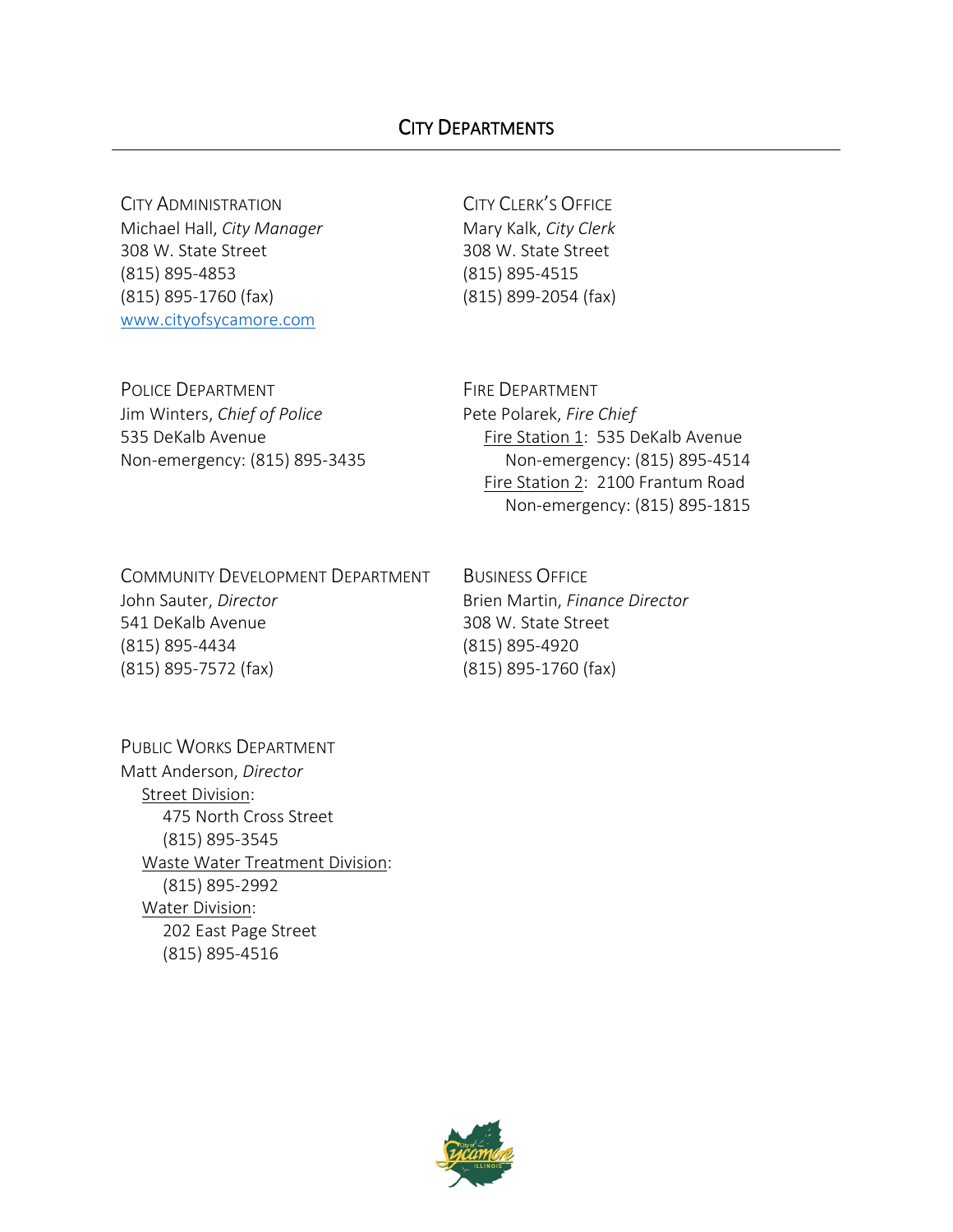# City Departments

## City Administration

Michael Hall, *City Manager*
308 W. State Street
(815) 895-4853
(815) 895-1760 (fax)
www.cityofsycamore.com

## City Clerk's Office

Mary Kalk, *City Clerk*
308 W. State Street
(815) 895-4515
(815) 899-2054 (fax)

## Police Department

Jim Winters, *Chief of Police*
535 DeKalb Avenue
Non-emergency: (815) 895-3435

## Fire Department

Pete Polarek, *Fire Chief*

- Fire Station 1: 535 DeKalb Avenue
  - Non-emergency: (815) 895-4514
- Fire Station 2: 2100 Frantum Road
  - Non-emergency: (815) 895-1815

## Community Development Department

John Sauter, *Director*
541 DeKalb Avenue
(815) 895-4434
(815) 895-7572 (fax)

## Business Office

Brien Martin, *Finance Director*
308 W. State Street
(815) 895-4920
(815) 895-1760 (fax)

## Public Works Department

Matt Anderson, *Director*

- Street Division:
  - 475 North Cross Street
  - (815) 895-3545
- Waste Water Treatment Division:
  - (815) 895-2992
- Water Division:
  - 202 East Page Street
  - (815) 895-4516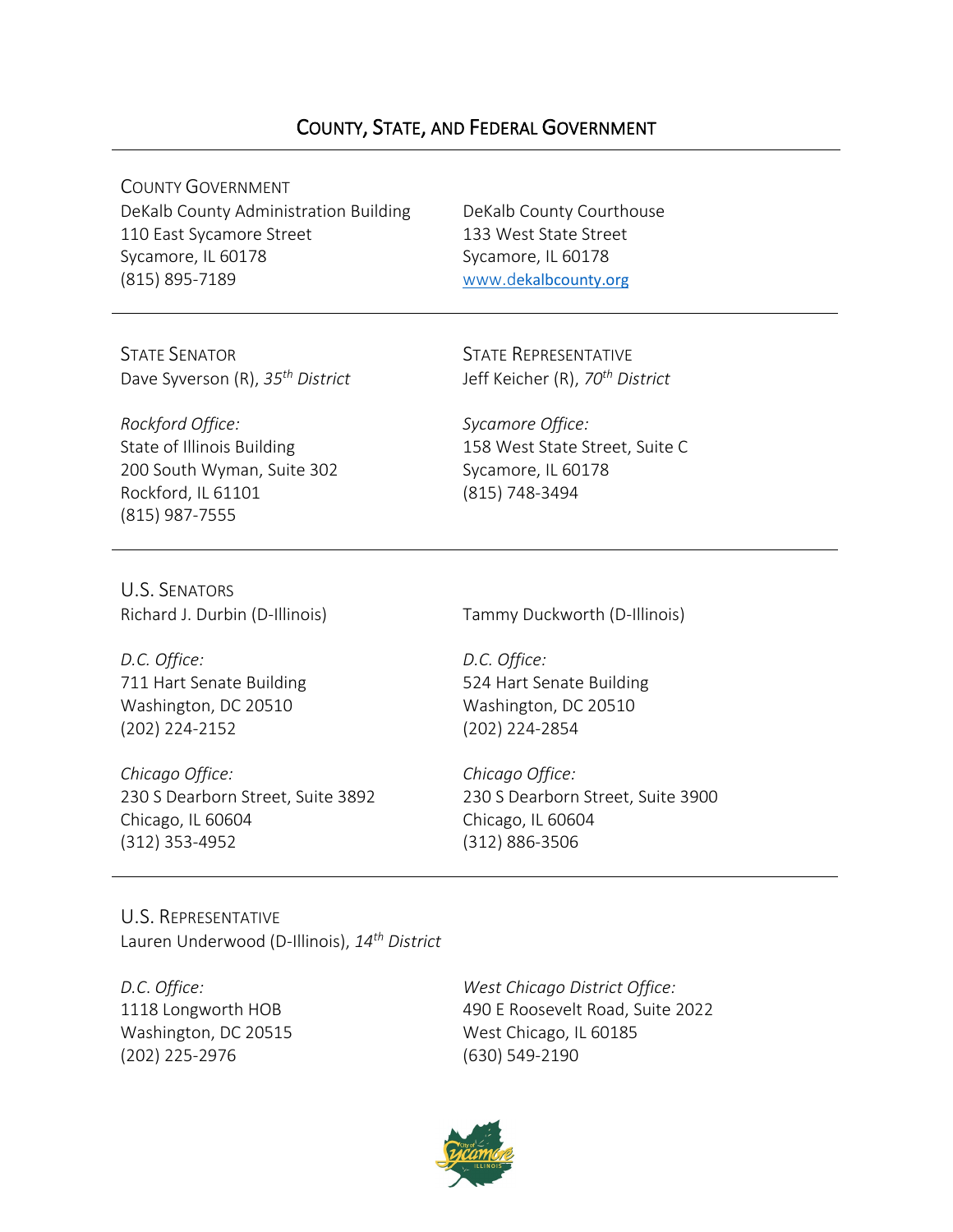# County, State, and Federal Government

---

## County Government

DeKalb County Administration Building
110 East Sycamore Street
Sycamore, IL 60178
(815) 895-7189

DeKalb County Courthouse
133 West State Street
Sycamore, IL 60178
[www.dekalbcounty.org](http://www.dekalbcounty.org)

---

## State Senator

Dave Syverson (R), *35th District*

*Rockford Office:*
State of Illinois Building
200 South Wyman, Suite 302
Rockford, IL 61101
(815) 987-7555

## State Representative

Jeff Keicher (R), *70th District*

*Sycamore Office:*
158 West State Street, Suite C
Sycamore, IL 60178
(815) 748-3494

---

## U.S. Senators

Richard J. Durbin (D-Illinois)

*D.C. Office:*
711 Hart Senate Building
Washington, DC 20510
(202) 224-2152

*Chicago Office:*
230 S Dearborn Street, Suite 3892
Chicago, IL 60604
(312) 353-4952

Tammy Duckworth (D-Illinois)

*D.C. Office:*
524 Hart Senate Building
Washington, DC 20510
(202) 224-2854

*Chicago Office:*
230 S Dearborn Street, Suite 3900
Chicago, IL 60604
(312) 886-3506

---

## U.S. Representative

Lauren Underwood (D-Illinois), *14th District*

*D.C. Office:*
1118 Longworth HOB
Washington, DC 20515
(202) 225-2976

*West Chicago District Office:*
490 E Roosevelt Road, Suite 2022
West Chicago, IL 60185
(630) 549-2190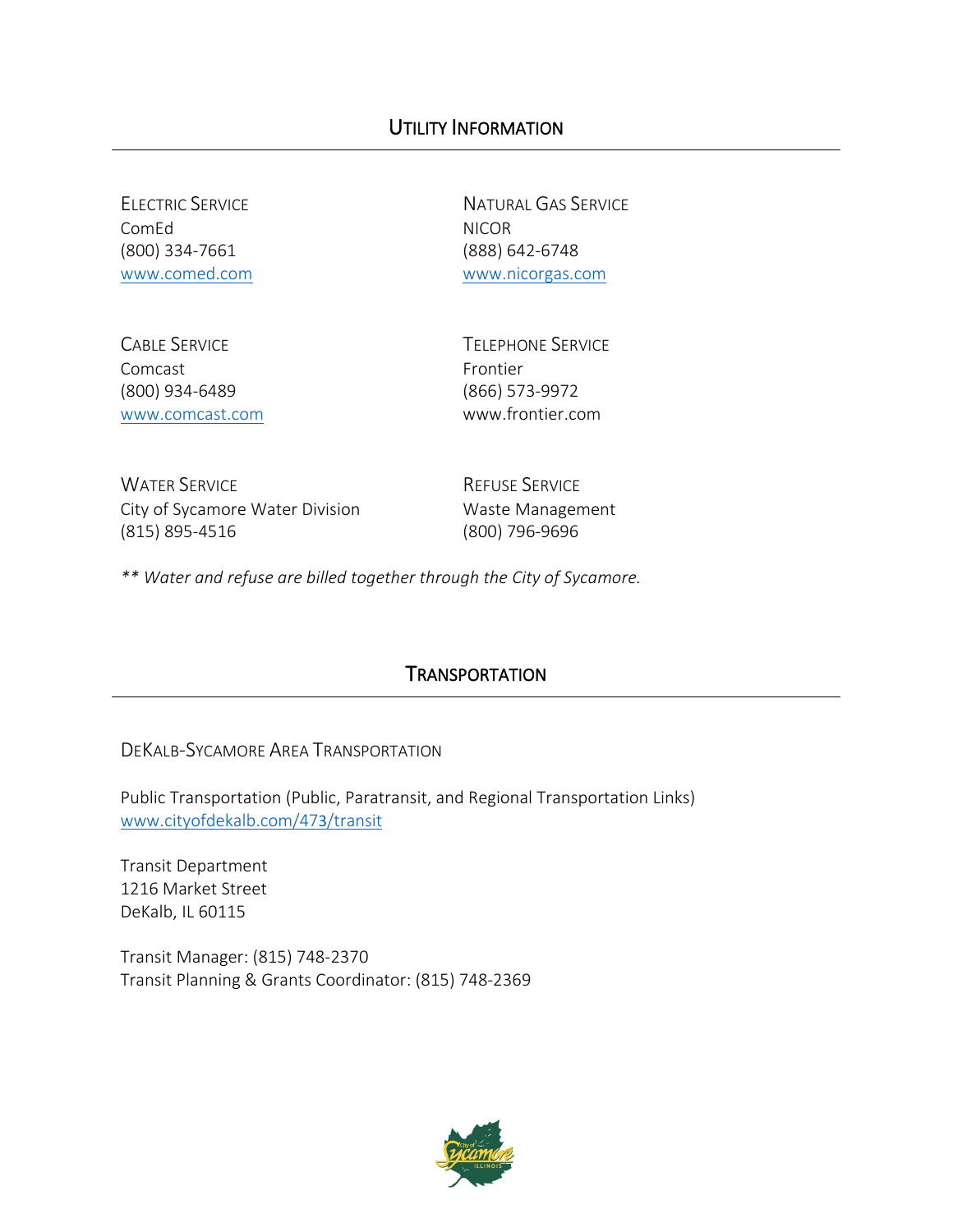## Utility Information

### Electric Service
ComEd
(800) 334-7661
[www.comed.com](http://www.comed.com)

### Natural Gas Service
NICOR
(888) 642-6748
[www.nicorgas.com](http://www.nicorgas.com)

### Cable Service
Comcast
(800) 934-6489
[www.comcast.com](http://www.comcast.com)

### Telephone Service
Frontier
(866) 573-9972
www.frontier.com

### Water Service
City of Sycamore Water Division
(815) 895-4516

### Refuse Service
Waste Management
(800) 796-9696

*** Water and refuse are billed together through the City of Sycamore.*

## Transportation

### DeKalb-Sycamore Area Transportation

Public Transportation (Public, Paratransit, and Regional Transportation Links)
[www.cityofdekalb.com/473/transit](http://www.cityofdekalb.com/473/transit)

Transit Department
1216 Market Street
DeKalb, IL 60115

Transit Manager: (815) 748-2370
Transit Planning & Grants Coordinator: (815) 748-2369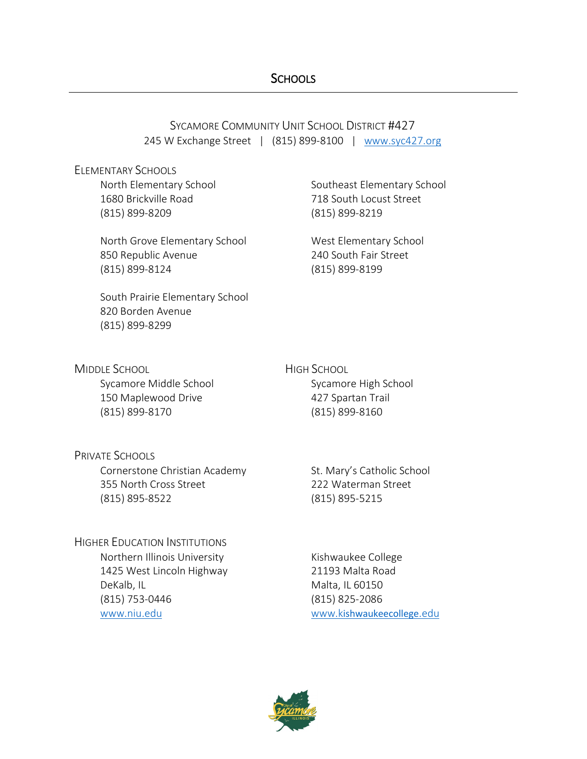# Schools

## Sycamore Community Unit School District #427

245 W Exchange Street | (815) 899-8100 | www.syc427.org

### Elementary Schools

North Elementary School
1680 Brickville Road
(815) 899-8209

North Grove Elementary School
850 Republic Avenue
(815) 899-8124

South Prairie Elementary School
820 Borden Avenue
(815) 899-8299

Southeast Elementary School
718 South Locust Street
(815) 899-8219

West Elementary School
240 South Fair Street
(815) 899-8199

### Middle School

Sycamore Middle School
150 Maplewood Drive
(815) 899-8170

### High School

Sycamore High School
427 Spartan Trail
(815) 899-8160

### Private Schools

Cornerstone Christian Academy
355 North Cross Street
(815) 895-8522

St. Mary's Catholic School
222 Waterman Street
(815) 895-5215

### Higher Education Institutions

Northern Illinois University
1425 West Lincoln Highway
DeKalb, IL
(815) 753-0446
www.niu.edu

Kishwaukee College
21193 Malta Road
Malta, IL 60150
(815) 825-2086
www.kishwaukeecollege.edu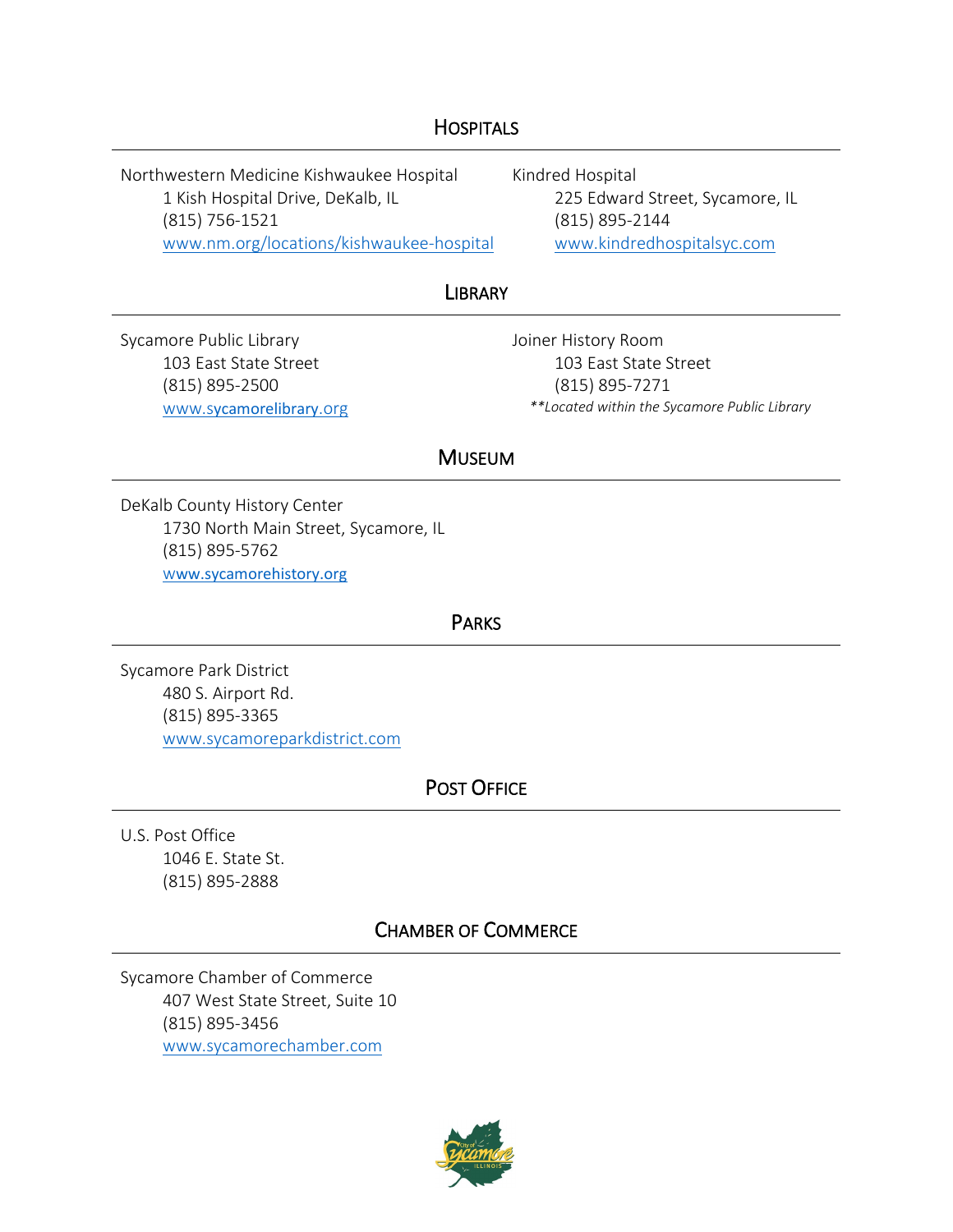## Hospitals

Northwestern Medicine Kishwaukee Hospital
1 Kish Hospital Drive, DeKalb, IL
(815) 756-1521
www.nm.org/locations/kishwaukee-hospital

Kindred Hospital
225 Edward Street, Sycamore, IL
(815) 895-2144
www.kindredhospitalsyc.com

## Library

Sycamore Public Library
103 East State Street
(815) 895-2500
www.sycamorelibrary.org

Joiner History Room
103 East State Street
(815) 895-7271
*\*\*Located within the Sycamore Public Library*

## Museum

DeKalb County History Center
1730 North Main Street, Sycamore, IL
(815) 895-5762
www.sycamorehistory.org

## Parks

Sycamore Park District
480 S. Airport Rd.
(815) 895-3365
www.sycamoreparkdistrict.com

## Post Office

U.S. Post Office
1046 E. State St.
(815) 895-2888

## Chamber of Commerce

Sycamore Chamber of Commerce
407 West State Street, Suite 10
(815) 895-3456
www.sycamorechamber.com